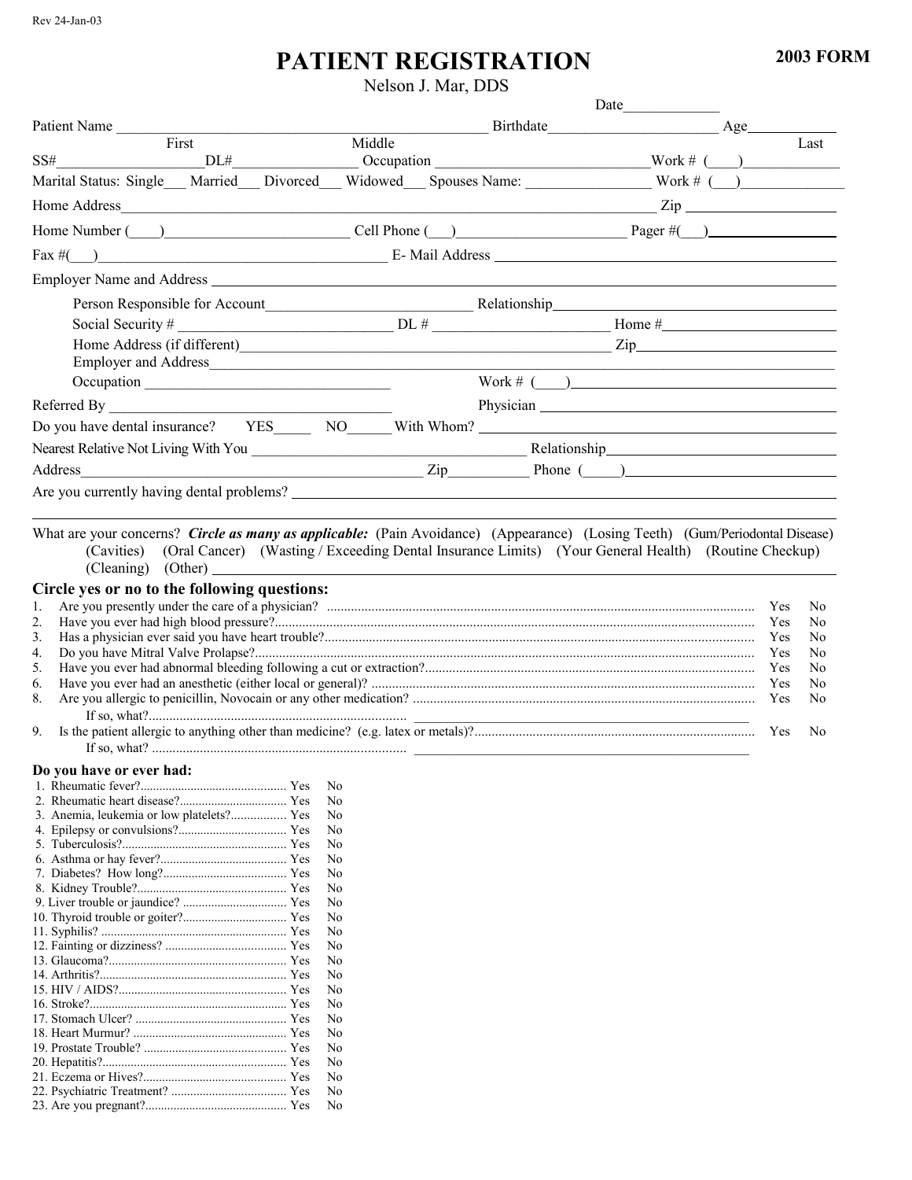Rev 24-Jan-03

# PATIENT REGISTRATION

**2003 FORM**

Nelson J. Mar, DDS

Date_____________

Patient Name ______________________________________________ Birthdate______________________ Age___________

First Middle Last

SS#____________________DL#________________ Occupation __________________________Work # (____)____________

Marital Status: Single___ Married___ Divorced___ Widowed___ Spouses Name: ________________ Work # (___)_____________

Home Address______________________________________________________________________ Zip ____________________

Home Number (____)________________________ Cell Phone (___)______________________ Pager #(___)________________

Fax #(___)_______________________________________ E- Mail Address ________________________________________

Employer Name and Address ___________________________________________________________________________

Person Responsible for Account__________________________ Relationship___________________________________

Social Security # ___________________________ DL # ________________________ Home #_____________________

Home Address (if different)____________________________________________________ Zip_____________________

Employer and Address__________________________________________________________________________

Occupation _________________________________ Work # (____)___________________________________________

Referred By ___________________________________ Physician _______________________________________________

Do you have dental insurance? YES_____ NO______ With Whom? ________________________________________________

Nearest Relative Not Living With You ____________________________________ Relationship______________________________

Address_______________________________________________ Zip__________ Phone (_____)___________________________

Are you currently having dental problems? ____________________________________________________________________

______________________________________________________________________________________________

What are your concerns? ***Circle as many as applicable:*** (Pain Avoidance) (Appearance) (Losing Teeth) (Gum/Periodontal Disease) (Cavities) (Oral Cancer) (Wasting / Exceeding Dental Insurance Limits) (Your General Health) (Routine Checkup) (Cleaning) (Other) ______________________________________________________________________________________

## Circle yes or no to the following questions:

1. Are you presently under the care of a physician? .......... Yes No
2. Have you ever had high blood pressure?.......... Yes No
3. Has a physician ever said you have heart trouble?.......... Yes No
4. Do you have Mitral Valve Prolapse?.......... Yes No
5. Have you ever had abnormal bleeding following a cut or extraction?.......... Yes No
6. Have you ever had an anesthetic (either local or general)? .......... Yes No
8. Are you allergic to penicillin, Novocain or any other medication? .......... Yes No
   If so, what?.......... ________________________________________________
9. Is the patient allergic to anything other than medicine? (e.g. latex or metals)?.......... Yes No
   If so, what? .......... ________________________________________________

### Do you have or ever had:

1. Rheumatic fever?.......... Yes No
2. Rheumatic heart disease?.......... Yes No
3. Anemia, leukemia or low platelets?.......... Yes No
4. Epilepsy or convulsions?.......... Yes No
5. Tuberculosis?.......... Yes No
6. Asthma or hay fever?.......... Yes No
7. Diabetes? How long?.......... Yes No
8. Kidney Trouble?.......... Yes No
9. Liver trouble or jaundice? .......... Yes No
10. Thyroid trouble or goiter?.......... Yes No
11. Syphilis? .......... Yes No
12. Fainting or dizziness? .......... Yes No
13. Glaucoma?.......... Yes No
14. Arthritis?.......... Yes No
15. HIV / AIDS?.......... Yes No
16. Stroke?.......... Yes No
17. Stomach Ulcer? .......... Yes No
18. Heart Murmur? .......... Yes No
19. Prostate Trouble? .......... Yes No
20. Hepatitis?.......... Yes No
21. Eczema or Hives?.......... Yes No
22. Psychiatric Treatment? .......... Yes No
23. Are you pregnant?.......... Yes No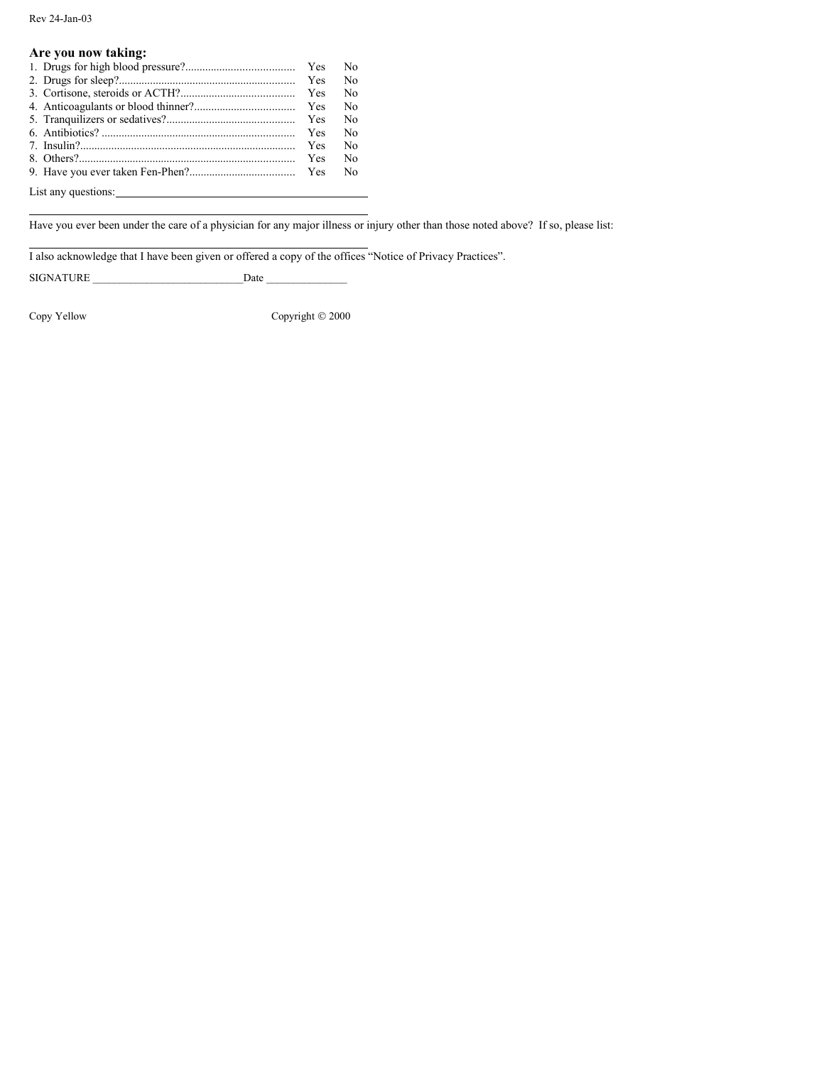Rev 24-Jan-03

## Are you now taking:

| | | |
|---|---|---|
| 1. Drugs for high blood pressure?...................................... | Yes | No |
| 2. Drugs for sleep?.............................................................. | Yes | No |
| 3. Cortisone, steroids or ACTH?........................................ | Yes | No |
| 4. Anticoagulants or blood thinner?................................... | Yes | No |
| 5. Tranquilizers or sedatives?............................................ | Yes | No |
| 6. Antibiotics? .................................................................... | Yes | No |
| 7. Insulin?............................................................................ | Yes | No |
| 8. Others?............................................................................ | Yes | No |
| 9. Have you ever taken Fen-Phen?..................................... | Yes | No |

List any questions: ______________________________

______________________________

Have you ever been under the care of a physician for any major illness or injury other than those noted above? If so, please list:

______________________________

I also acknowledge that I have been given or offered a copy of the offices "Notice of Privacy Practices".

SIGNATURE ___________________________Date ______________

Copy Yellow

Copyright © 2000